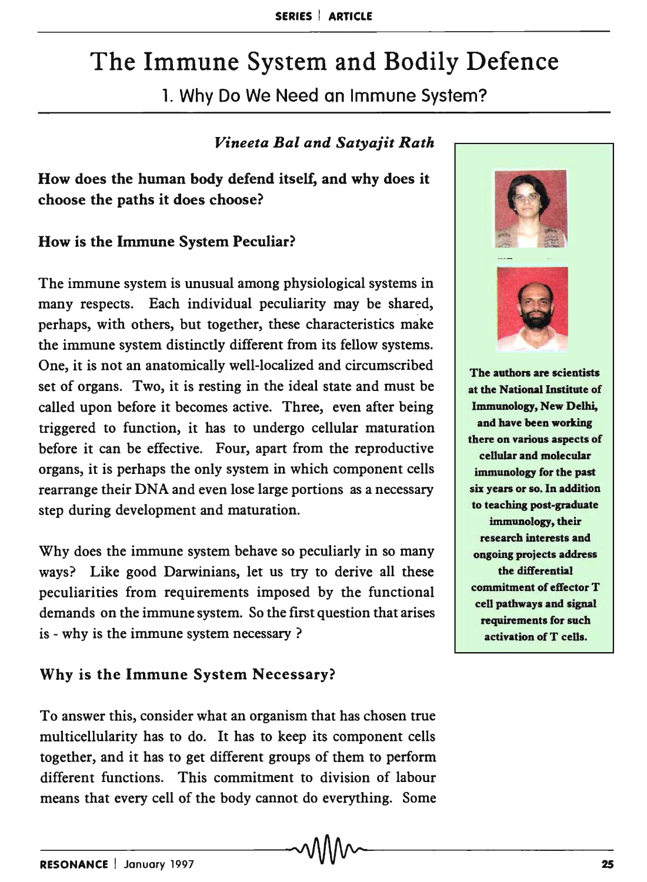# The Immune System and Bodily Defence

## 1. Why Do We Need an Immune System?

*Vineeta Bal and Satyajit Rath*

**How does the human body defend itself, and why does it choose the paths it does choose?**

### How is the Immune System Peculiar?

The immune system is unusual among physiological systems in many respects. Each individual peculiarity may be shared, perhaps, with others, but together, these characteristics make the immune system distinctly different from its fellow systems. One, it is not an anatomically well-localized and circumscribed set of organs. Two, it is resting in the ideal state and must be called upon before it becomes active. Three, even after being triggered to function, it has to undergo cellular maturation before it can be effective. Four, apart from the reproductive organs, it is perhaps the only system in which component cells rearrange their DNA and even lose large portions as a necessary step during development and maturation.

Why does the immune system behave so peculiarly in so many ways? Like good Darwinians, let us try to derive all these peculiarities from requirements imposed by the functional demands on the immune system. So the first question that arises is - why is the immune system necessary ?

**The authors are scientists at the National Institute of Immunology, New Delhi, and have been working there on various aspects of cellular and molecular immunology for the past six years or so. In addition to teaching post-graduate immunology, their research interests and ongoing projects address the differential commitment of effector T cell pathways and signal requirements for such activation of T cells.**

### Why is the Immune System Necessary?

To answer this, consider what an organism that has chosen true multicellularity has to do. It has to keep its component cells together, and it has to get different groups of them to perform different functions. This commitment to division of labour means that every cell of the body cannot do everything. Some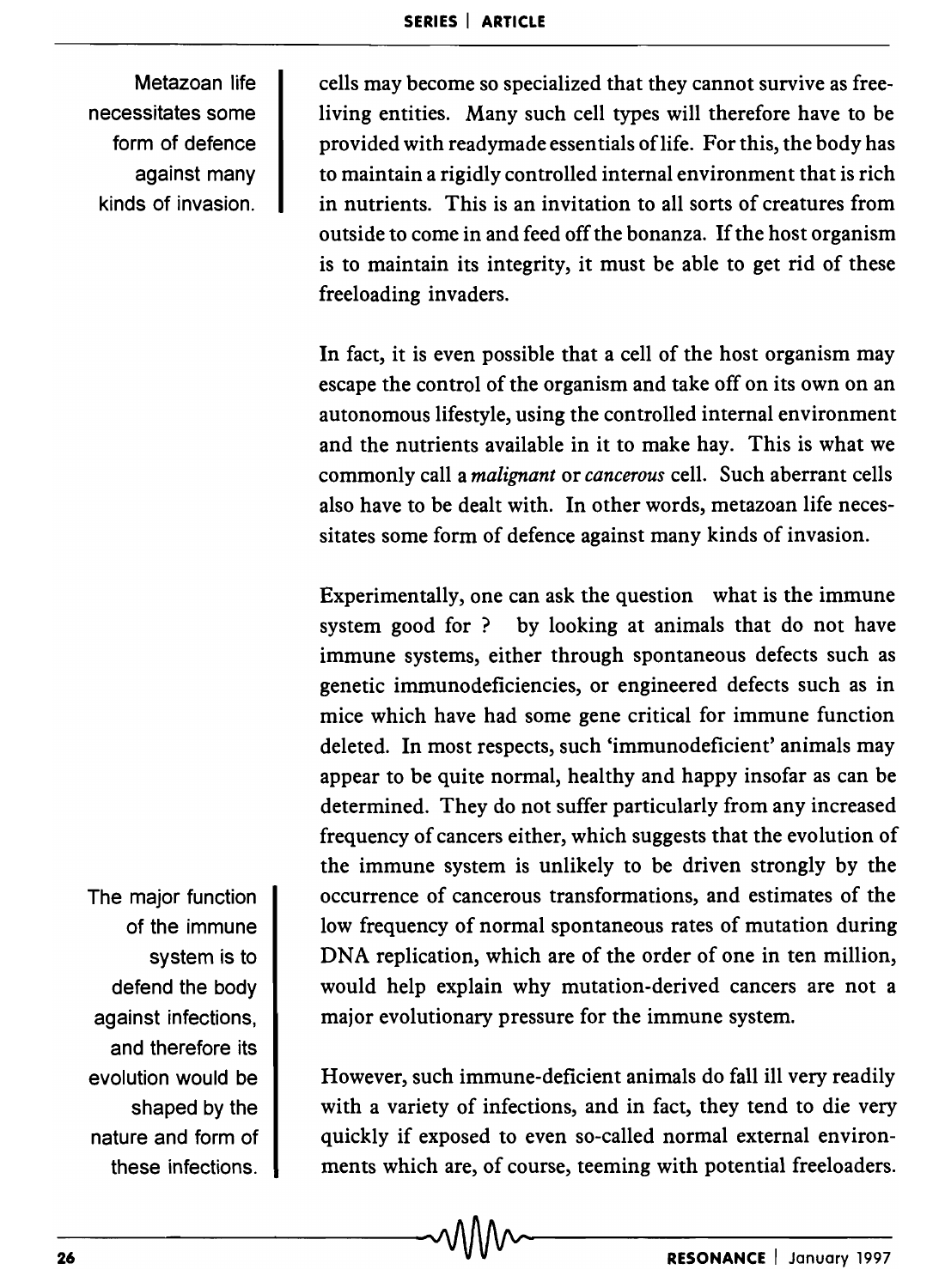cells may become so specialized that they cannot survive as free-living entities. Many such cell types will therefore have to be provided with readymade essentials of life. For this, the body has to maintain a rigidly controlled internal environment that is rich in nutrients. This is an invitation to all sorts of creatures from outside to come in and feed off the bonanza. If the host organism is to maintain its integrity, it must be able to get rid of these freeloading invaders.

Metazoan life necessitates some form of defence against many kinds of invasion.

In fact, it is even possible that a cell of the host organism may escape the control of the organism and take off on its own on an autonomous lifestyle, using the controlled internal environment and the nutrients available in it to make hay. This is what we commonly call a *malignant* or *cancerous* cell. Such aberrant cells also have to be dealt with. In other words, metazoan life necessitates some form of defence against many kinds of invasion.

Experimentally, one can ask the question what is the immune system good for ? by looking at animals that do not have immune systems, either through spontaneous defects such as genetic immunodeficiencies, or engineered defects such as in mice which have had some gene critical for immune function deleted. In most respects, such 'immunodeficient' animals may appear to be quite normal, healthy and happy insofar as can be determined. They do not suffer particularly from any increased frequency of cancers either, which suggests that the evolution of the immune system is unlikely to be driven strongly by the occurrence of cancerous transformations, and estimates of the low frequency of normal spontaneous rates of mutation during DNA replication, which are of the order of one in ten million, would help explain why mutation-derived cancers are not a major evolutionary pressure for the immune system.

The major function of the immune system is to defend the body against infections, and therefore its evolution would be shaped by the nature and form of these infections.

However, such immune-deficient animals do fall ill very readily with a variety of infections, and in fact, they tend to die very quickly if exposed to even so-called normal external environments which are, of course, teeming with potential freeloaders.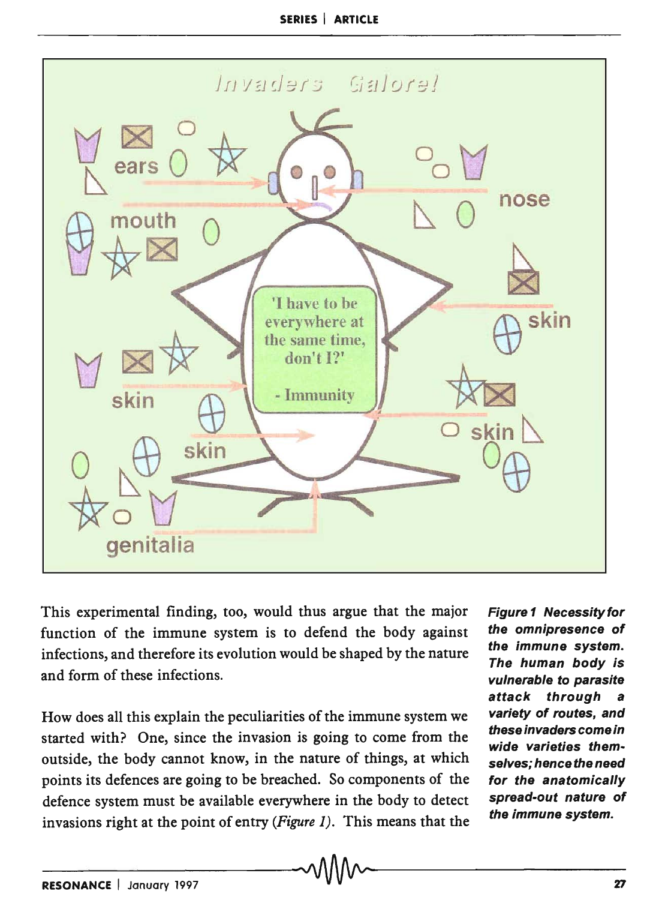This experimental finding, too, would thus argue that the major function of the immune system is to defend the body against infections, and therefore its evolution would be shaped by the nature and form of these infections.

How does all this explain the peculiarities of the immune system we started with? One, since the invasion is going to come from the outside, the body cannot know, in the nature of things, at which points its defences are going to be breached. So components of the defence system must be available everywhere in the body to detect invasions right at the point of entry (*Figure 1*). This means that the

***Figure 1** Necessity for the omnipresence of the immune system. The human body is vulnerable to parasite attack through a variety of routes, and these invaders come in wide varieties themselves; hence the need for the anatomically spread-out nature of the immune system.*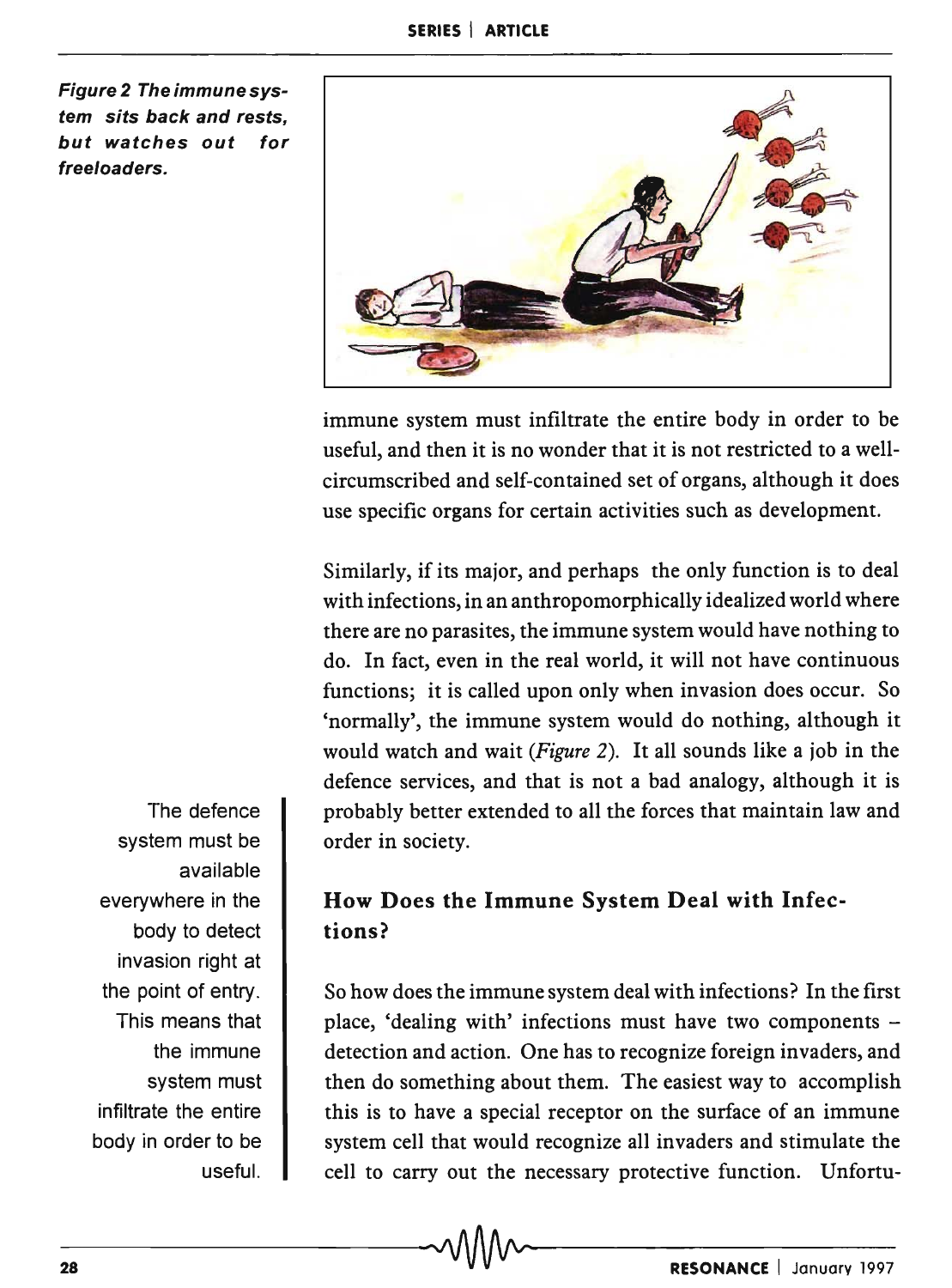*Figure 2 The immune system sits back and rests, but watches out for freeloaders.*

immune system must infiltrate the entire body in order to be useful, and then it is no wonder that it is not restricted to a well-circumscribed and self-contained set of organs, although it does use specific organs for certain activities such as development.

Similarly, if its major, and perhaps the only function is to deal with infections, in an anthropomorphically idealized world where there are no parasites, the immune system would have nothing to do. In fact, even in the real world, it will not have continuous functions; it is called upon only when invasion does occur. So 'normally', the immune system would do nothing, although it would watch and wait (*Figure 2*). It all sounds like a job in the defence services, and that is not a bad analogy, although it is probably better extended to all the forces that maintain law and order in society.

The defence system must be available everywhere in the body to detect invasion right at the point of entry. This means that the immune system must infiltrate the entire body in order to be useful.

## How Does the Immune System Deal with Infections?

So how does the immune system deal with infections? In the first place, 'dealing with' infections must have two components – detection and action. One has to recognize foreign invaders, and then do something about them. The easiest way to accomplish this is to have a special receptor on the surface of an immune system cell that would recognize all invaders and stimulate the cell to carry out the necessary protective function. Unfortu-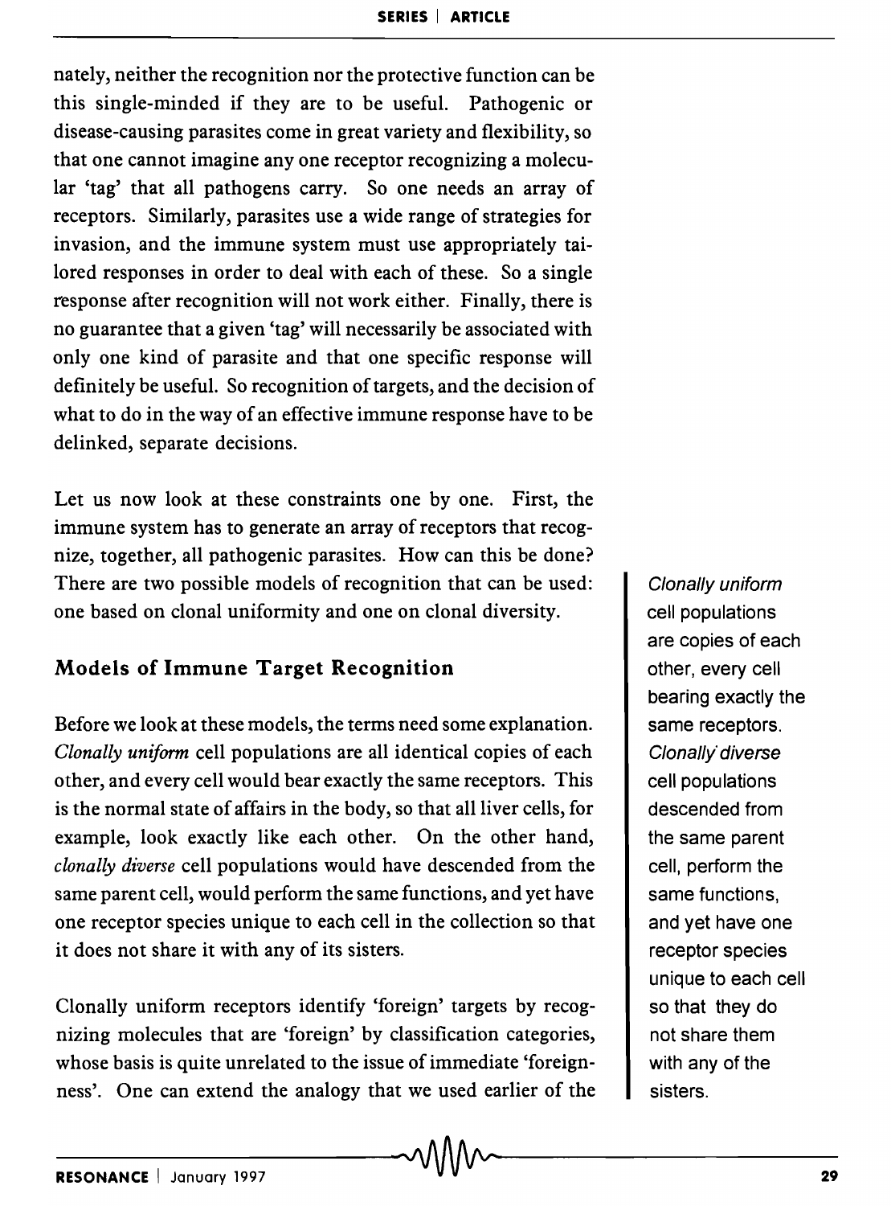nately, neither the recognition nor the protective function can be this single-minded if they are to be useful. Pathogenic or disease-causing parasites come in great variety and flexibility, so that one cannot imagine any one receptor recognizing a molecular 'tag' that all pathogens carry. So one needs an array of receptors. Similarly, parasites use a wide range of strategies for invasion, and the immune system must use appropriately tailored responses in order to deal with each of these. So a single response after recognition will not work either. Finally, there is no guarantee that a given 'tag' will necessarily be associated with only one kind of parasite and that one specific response will definitely be useful. So recognition of targets, and the decision of what to do in the way of an effective immune response have to be delinked, separate decisions.

Let us now look at these constraints one by one. First, the immune system has to generate an array of receptors that recognize, together, all pathogenic parasites. How can this be done? There are two possible models of recognition that can be used: one based on clonal uniformity and one on clonal diversity.

*Clonally uniform* cell populations are copies of each other, every cell bearing exactly the same receptors. *Clonally diverse* cell populations descended from the same parent cell, perform the same functions, and yet have one receptor species unique to each cell so that they do not share them with any of the sisters.

## Models of Immune Target Recognition

Before we look at these models, the terms need some explanation. *Clonally uniform* cell populations are all identical copies of each other, and every cell would bear exactly the same receptors. This is the normal state of affairs in the body, so that all liver cells, for example, look exactly like each other. On the other hand, *clonally diverse* cell populations would have descended from the same parent cell, would perform the same functions, and yet have one receptor species unique to each cell in the collection so that it does not share it with any of its sisters.

Clonally uniform receptors identify 'foreign' targets by recognizing molecules that are 'foreign' by classification categories, whose basis is quite unrelated to the issue of immediate 'foreignness'. One can extend the analogy that we used earlier of the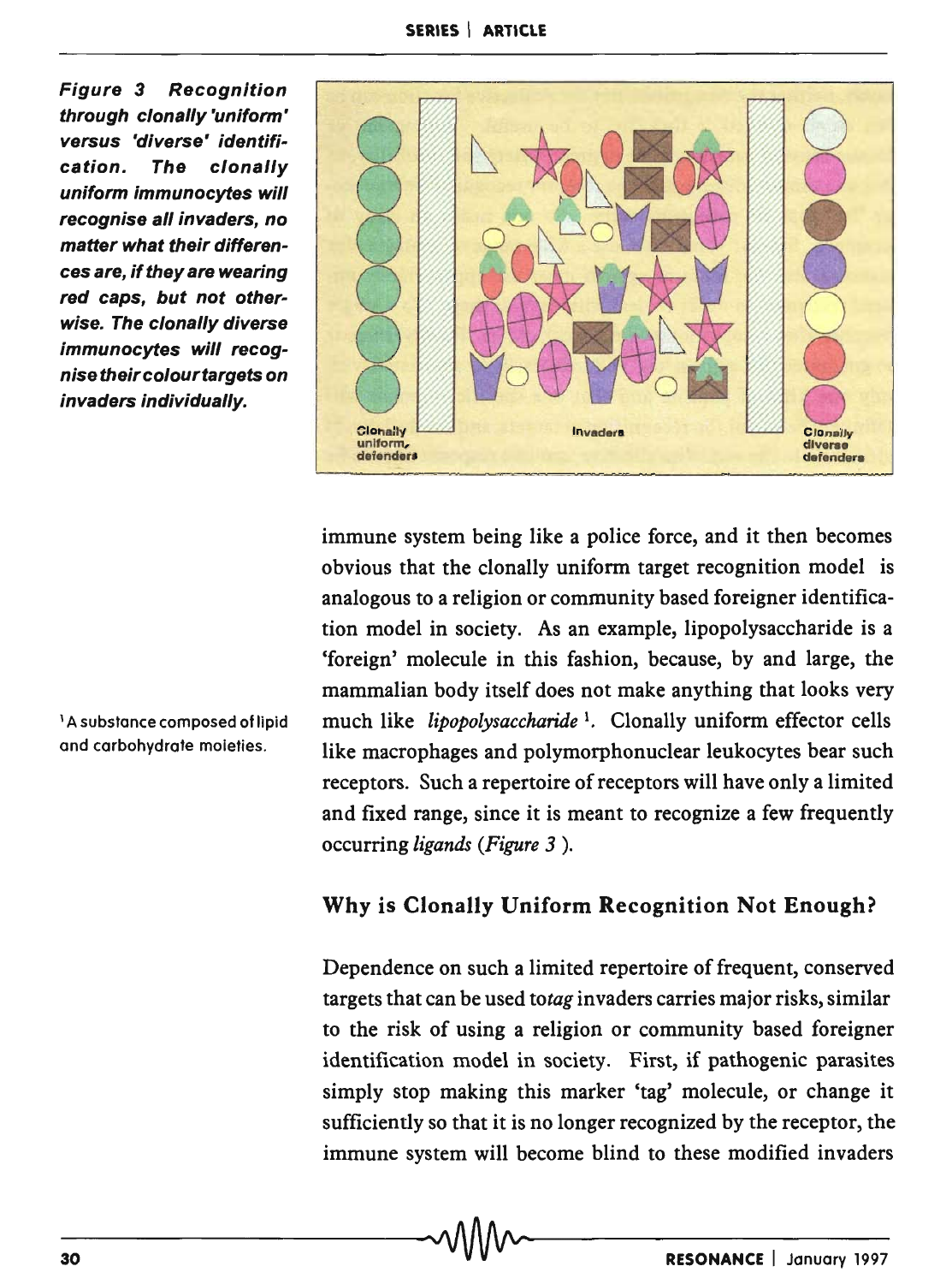**Figure 3 Recognition through clonally 'uniform' versus 'diverse' identification. The clonally uniform immunocytes will recognise all invaders, no matter what their differences are, if they are wearing red caps, but not otherwise. The clonally diverse immunocytes will recognise their colour targets on invaders individually.**

immune system being like a police force, and it then becomes obvious that the clonally uniform target recognition model is analogous to a religion or community based foreigner identification model in society. As an example, lipopolysaccharide is a 'foreign' molecule in this fashion, because, by and large, the mammalian body itself does not make anything that looks very much like *lipopolysaccharide* [1]. Clonally uniform effector cells like macrophages and polymorphonuclear leukocytes bear such receptors. Such a repertoire of receptors will have only a limited and fixed range, since it is meant to recognize a few frequently occurring *ligands* (*Figure 3* ).

[1] A substance composed of lipid and carbohydrate moieties.

## Why is Clonally Uniform Recognition Not Enough?

Dependence on such a limited repertoire of frequent, conserved targets that can be used to *tag* invaders carries major risks, similar to the risk of using a religion or community based foreigner identification model in society. First, if pathogenic parasites simply stop making this marker 'tag' molecule, or change it sufficiently so that it is no longer recognized by the receptor, the immune system will become blind to these modified invaders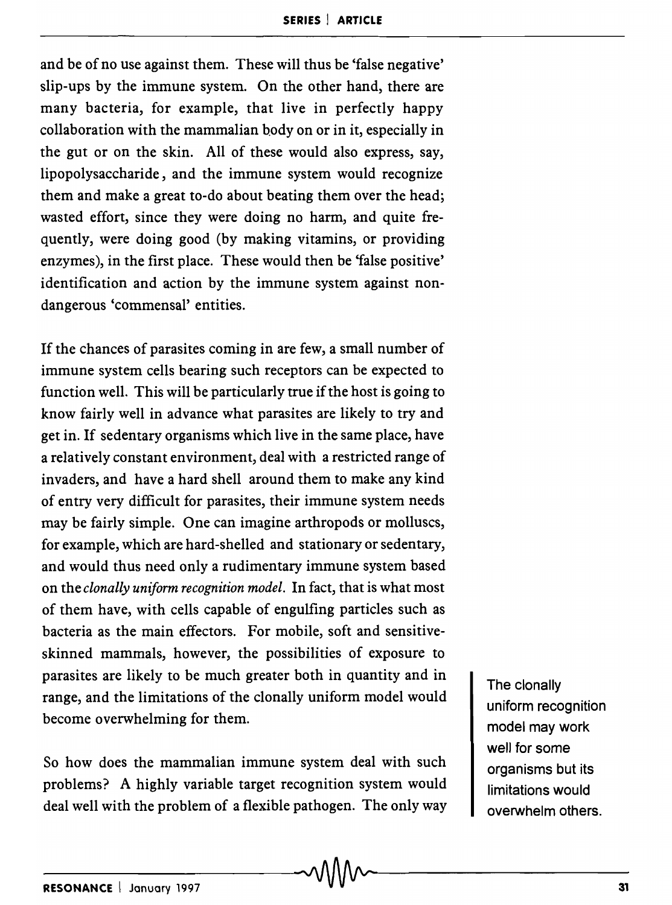and be of no use against them. These will thus be 'false negative' slip-ups by the immune system. On the other hand, there are many bacteria, for example, that live in perfectly happy collaboration with the mammalian body on or in it, especially in the gut or on the skin. All of these would also express, say, lipopolysaccharide, and the immune system would recognize them and make a great to-do about beating them over the head; wasted effort, since they were doing no harm, and quite frequently, were doing good (by making vitamins, or providing enzymes), in the first place. These would then be 'false positive' identification and action by the immune system against non-dangerous 'commensal' entities.

If the chances of parasites coming in are few, a small number of immune system cells bearing such receptors can be expected to function well. This will be particularly true if the host is going to know fairly well in advance what parasites are likely to try and get in. If sedentary organisms which live in the same place, have a relatively constant environment, deal with a restricted range of invaders, and have a hard shell around them to make any kind of entry very difficult for parasites, their immune system needs may be fairly simple. One can imagine arthropods or molluscs, for example, which are hard-shelled and stationary or sedentary, and would thus need only a rudimentary immune system based on the *clonally uniform recognition model*. In fact, that is what most of them have, with cells capable of engulfing particles such as bacteria as the main effectors. For mobile, soft and sensitive-skinned mammals, however, the possibilities of exposure to parasites are likely to be much greater both in quantity and in range, and the limitations of the clonally uniform model would become overwhelming for them.

The clonally uniform recognition model may work well for some organisms but its limitations would overwhelm others.

So how does the mammalian immune system deal with such problems? A highly variable target recognition system would deal well with the problem of a flexible pathogen. The only way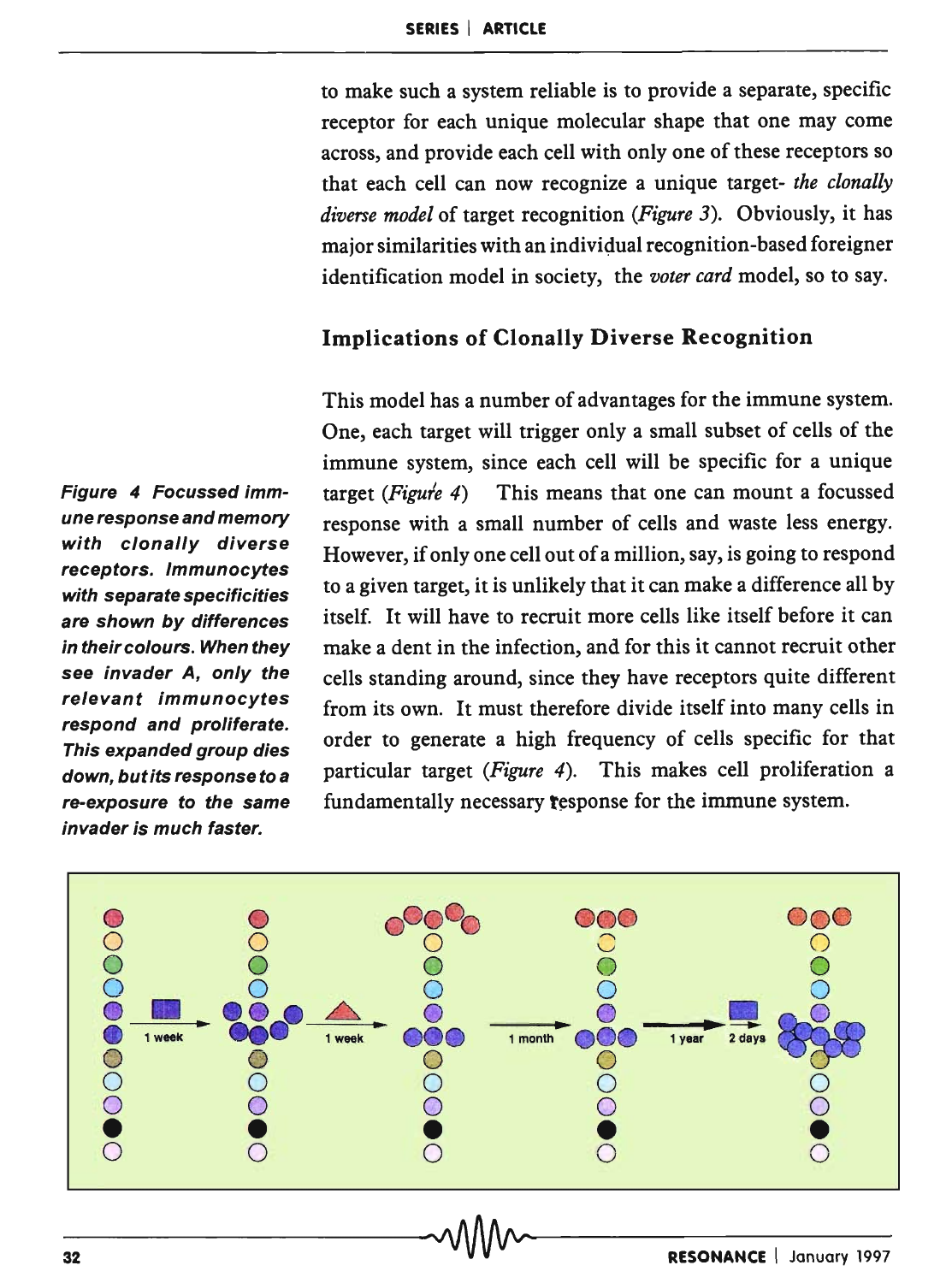to make such a system reliable is to provide a separate, specific receptor for each unique molecular shape that one may come across, and provide each cell with only one of these receptors so that each cell can now recognize a unique target- *the clonally diverse model* of target recognition (*Figure 3*). Obviously, it has major similarities with an individual recognition-based foreigner identification model in society, the *voter card* model, so to say.

## Implications of Clonally Diverse Recognition

This model has a number of advantages for the immune system. One, each target will trigger only a small subset of cells of the immune system, since each cell will be specific for a unique target (*Figure 4*) This means that one can mount a focussed response with a small number of cells and waste less energy. However, if only one cell out of a million, say, is going to respond to a given target, it is unlikely that it can make a difference all by itself. It will have to recruit more cells like itself before it can make a dent in the infection, and for this it cannot recruit other cells standing around, since they have receptors quite different from its own. It must therefore divide itself into many cells in order to generate a high frequency of cells specific for that particular target (*Figure 4*). This makes cell proliferation a fundamentally necessary response for the immune system.

**Figure 4 Focussed immune response and memory with clonally diverse receptors. Immunocytes with separate specificities are shown by differences in their colours. When they see invader A, only the relevant immunocytes respond and proliferate. This expanded group dies down, but its response to a re-exposure to the same invader is much faster.**

1 week → 1 week → 1 month → 1 year → 2 days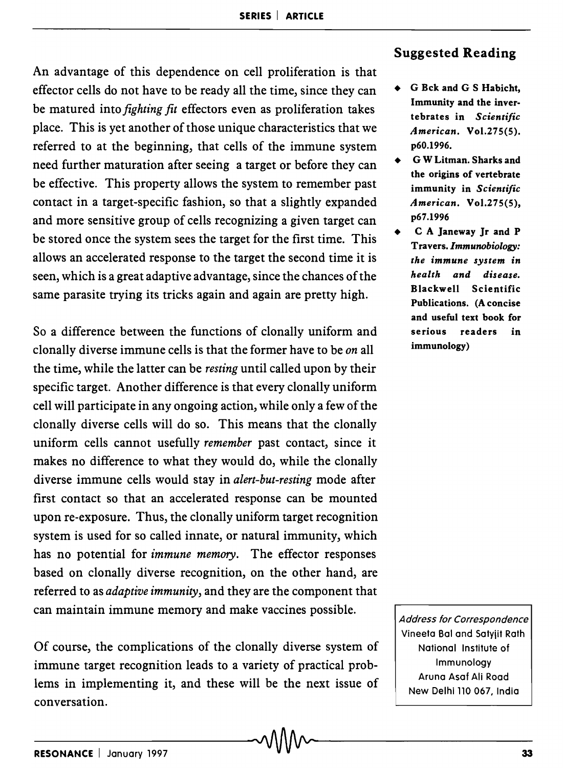An advantage of this dependence on cell proliferation is that effector cells do not have to be ready all the time, since they can be matured into *fighting fit* effectors even as proliferation takes place. This is yet another of those unique characteristics that we referred to at the beginning, that cells of the immune system need further maturation after seeing a target or before they can be effective. This property allows the system to remember past contact in a target-specific fashion, so that a slightly expanded and more sensitive group of cells recognizing a given target can be stored once the system sees the target for the first time. This allows an accelerated response to the target the second time it is seen, which is a great adaptive advantage, since the chances of the same parasite trying its tricks again and again are pretty high.

So a difference between the functions of clonally uniform and clonally diverse immune cells is that the former have to be *on* all the time, while the latter can be *resting* until called upon by their specific target. Another difference is that every clonally uniform cell will participate in any ongoing action, while only a few of the clonally diverse cells will do so. This means that the clonally uniform cells cannot usefully *remember* past contact, since it makes no difference to what they would do, while the clonally diverse immune cells would stay in *alert-but-resting* mode after first contact so that an accelerated response can be mounted upon re-exposure. Thus, the clonally uniform target recognition system is used for so called innate, or natural immunity, which has no potential for *immune memory*. The effector responses based on clonally diverse recognition, on the other hand, are referred to as *adaptive immunity*, and they are the component that can maintain immune memory and make vaccines possible.

Of course, the complications of the clonally diverse system of immune target recognition leads to a variety of practical problems in implementing it, and these will be the next issue of conversation.

## Suggested Reading

- G Bck and G S Habicht, Immunity and the invertebrates in *Scientific American*. Vol.275(5). p60.1996.
- G W Litman. Sharks and the origins of vertebrate immunity in *Scientific American*. Vol.275(5), p67.1996
- C A Janeway Jr and P Travers. *Immunobiology: the immune system in health and disease.* Blackwell Scientific Publications. (A concise and useful text book for serious readers in immunology)

*Address for Correspondence*
Vineeta Bal and Satyjit Rath
National Institute of Immunology
Aruna Asaf Ali Road
New Delhi 110 067, India